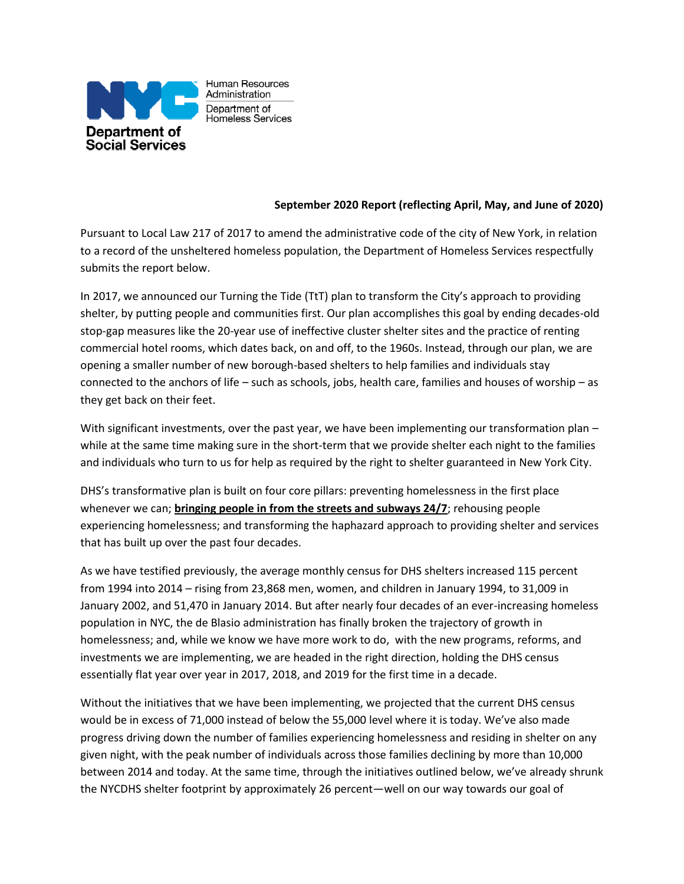Human Resources Administration
Department of Homeless Services
Department of Social Services

**September 2020 Report (reflecting April, May, and June of 2020)**

Pursuant to Local Law 217 of 2017 to amend the administrative code of the city of New York, in relation to a record of the unsheltered homeless population, the Department of Homeless Services respectfully submits the report below.

In 2017, we announced our Turning the Tide (TtT) plan to transform the City's approach to providing shelter, by putting people and communities first. Our plan accomplishes this goal by ending decades-old stop-gap measures like the 20-year use of ineffective cluster shelter sites and the practice of renting commercial hotel rooms, which dates back, on and off, to the 1960s. Instead, through our plan, we are opening a smaller number of new borough-based shelters to help families and individuals stay connected to the anchors of life – such as schools, jobs, health care, families and houses of worship – as they get back on their feet.

With significant investments, over the past year, we have been implementing our transformation plan – while at the same time making sure in the short-term that we provide shelter each night to the families and individuals who turn to us for help as required by the right to shelter guaranteed in New York City.

DHS's transformative plan is built on four core pillars: preventing homelessness in the first place whenever we can; **bringing people in from the streets and subways 24/7**; rehousing people experiencing homelessness; and transforming the haphazard approach to providing shelter and services that has built up over the past four decades.

As we have testified previously, the average monthly census for DHS shelters increased 115 percent from 1994 into 2014 – rising from 23,868 men, women, and children in January 1994, to 31,009 in January 2002, and 51,470 in January 2014. But after nearly four decades of an ever-increasing homeless population in NYC, the de Blasio administration has finally broken the trajectory of growth in homelessness; and, while we know we have more work to do, with the new programs, reforms, and investments we are implementing, we are headed in the right direction, holding the DHS census essentially flat year over year in 2017, 2018, and 2019 for the first time in a decade.

Without the initiatives that we have been implementing, we projected that the current DHS census would be in excess of 71,000 instead of below the 55,000 level where it is today. We've also made progress driving down the number of families experiencing homelessness and residing in shelter on any given night, with the peak number of individuals across those families declining by more than 10,000 between 2014 and today. At the same time, through the initiatives outlined below, we've already shrunk the NYCDHS shelter footprint by approximately 26 percent—well on our way towards our goal of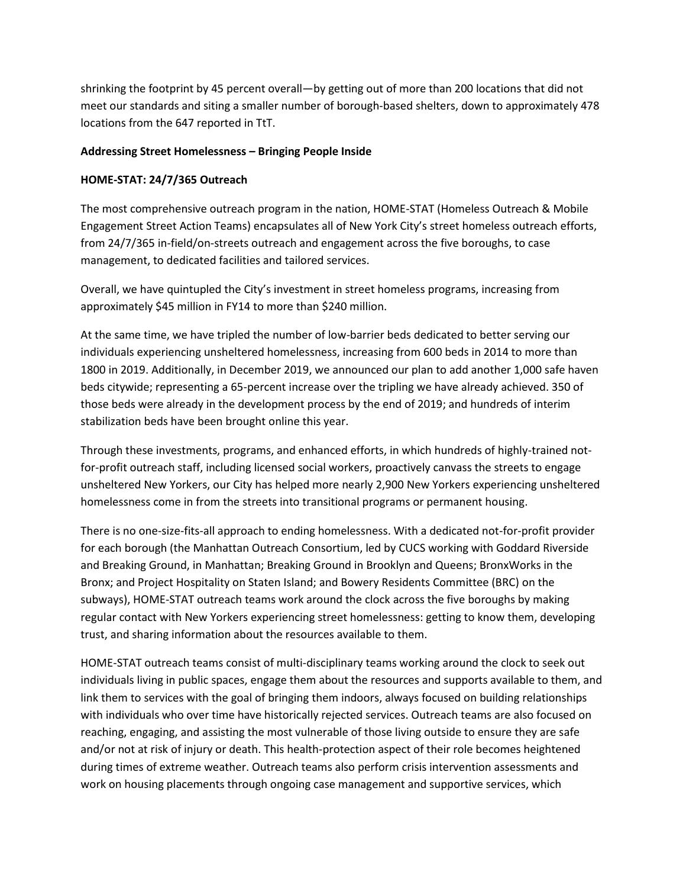shrinking the footprint by 45 percent overall—by getting out of more than 200 locations that did not meet our standards and siting a smaller number of borough-based shelters, down to approximately 478 locations from the 647 reported in TtT.

**Addressing Street Homelessness – Bringing People Inside**

**HOME-STAT: 24/7/365 Outreach**

The most comprehensive outreach program in the nation, HOME-STAT (Homeless Outreach & Mobile Engagement Street Action Teams) encapsulates all of New York City's street homeless outreach efforts, from 24/7/365 in-field/on-streets outreach and engagement across the five boroughs, to case management, to dedicated facilities and tailored services.

Overall, we have quintupled the City's investment in street homeless programs, increasing from approximately $45 million in FY14 to more than $240 million.

At the same time, we have tripled the number of low-barrier beds dedicated to better serving our individuals experiencing unsheltered homelessness, increasing from 600 beds in 2014 to more than 1800 in 2019. Additionally, in December 2019, we announced our plan to add another 1,000 safe haven beds citywide; representing a 65-percent increase over the tripling we have already achieved. 350 of those beds were already in the development process by the end of 2019; and hundreds of interim stabilization beds have been brought online this year.

Through these investments, programs, and enhanced efforts, in which hundreds of highly-trained not-for-profit outreach staff, including licensed social workers, proactively canvass the streets to engage unsheltered New Yorkers, our City has helped more nearly 2,900 New Yorkers experiencing unsheltered homelessness come in from the streets into transitional programs or permanent housing.

There is no one-size-fits-all approach to ending homelessness. With a dedicated not-for-profit provider for each borough (the Manhattan Outreach Consortium, led by CUCS working with Goddard Riverside and Breaking Ground, in Manhattan; Breaking Ground in Brooklyn and Queens; BronxWorks in the Bronx; and Project Hospitality on Staten Island; and Bowery Residents Committee (BRC) on the subways), HOME-STAT outreach teams work around the clock across the five boroughs by making regular contact with New Yorkers experiencing street homelessness: getting to know them, developing trust, and sharing information about the resources available to them.

HOME-STAT outreach teams consist of multi-disciplinary teams working around the clock to seek out individuals living in public spaces, engage them about the resources and supports available to them, and link them to services with the goal of bringing them indoors, always focused on building relationships with individuals who over time have historically rejected services. Outreach teams are also focused on reaching, engaging, and assisting the most vulnerable of those living outside to ensure they are safe and/or not at risk of injury or death. This health-protection aspect of their role becomes heightened during times of extreme weather. Outreach teams also perform crisis intervention assessments and work on housing placements through ongoing case management and supportive services, which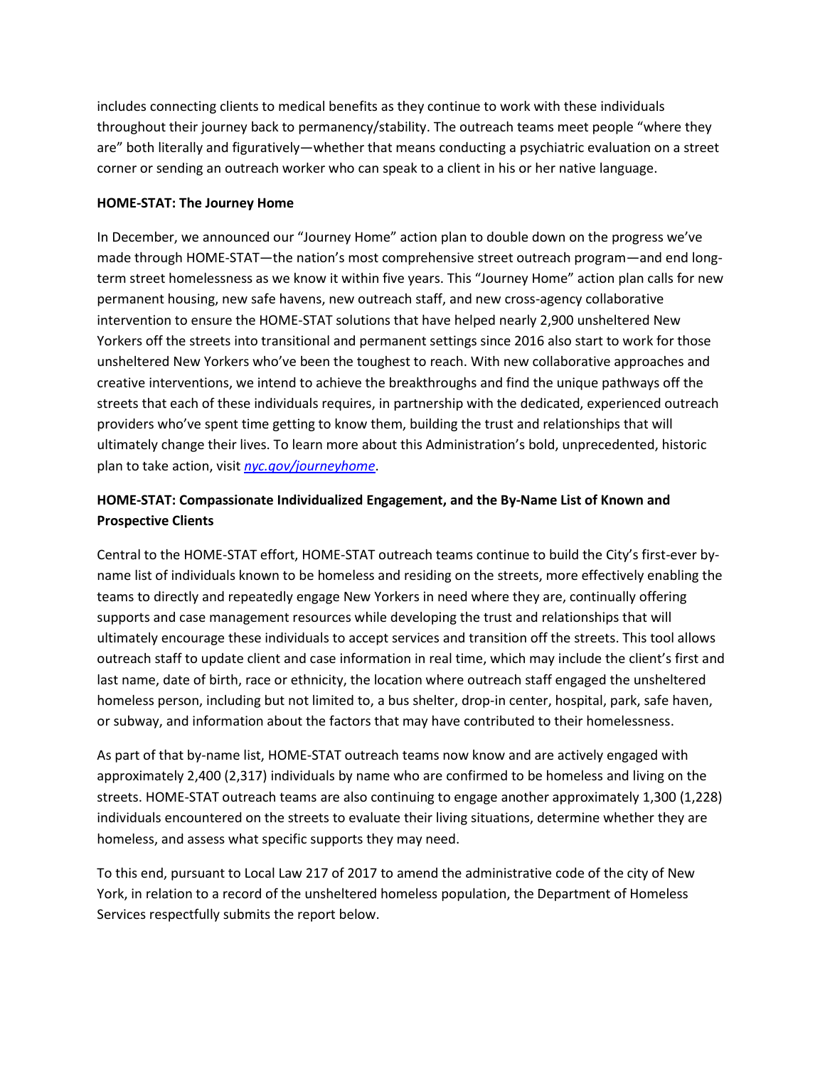includes connecting clients to medical benefits as they continue to work with these individuals throughout their journey back to permanency/stability. The outreach teams meet people "where they are" both literally and figuratively—whether that means conducting a psychiatric evaluation on a street corner or sending an outreach worker who can speak to a client in his or her native language.

**HOME-STAT: The Journey Home**

In December, we announced our "Journey Home" action plan to double down on the progress we've made through HOME-STAT—the nation's most comprehensive street outreach program—and end long-term street homelessness as we know it within five years. This "Journey Home" action plan calls for new permanent housing, new safe havens, new outreach staff, and new cross-agency collaborative intervention to ensure the HOME-STAT solutions that have helped nearly 2,900 unsheltered New Yorkers off the streets into transitional and permanent settings since 2016 also start to work for those unsheltered New Yorkers who've been the toughest to reach. With new collaborative approaches and creative interventions, we intend to achieve the breakthroughs and find the unique pathways off the streets that each of these individuals requires, in partnership with the dedicated, experienced outreach providers who've spent time getting to know them, building the trust and relationships that will ultimately change their lives. To learn more about this Administration's bold, unprecedented, historic plan to take action, visit [nyc.gov/journeyhome](nyc.gov/journeyhome).

**HOME-STAT: Compassionate Individualized Engagement, and the By-Name List of Known and Prospective Clients**

Central to the HOME-STAT effort, HOME-STAT outreach teams continue to build the City's first-ever by-name list of individuals known to be homeless and residing on the streets, more effectively enabling the teams to directly and repeatedly engage New Yorkers in need where they are, continually offering supports and case management resources while developing the trust and relationships that will ultimately encourage these individuals to accept services and transition off the streets. This tool allows outreach staff to update client and case information in real time, which may include the client's first and last name, date of birth, race or ethnicity, the location where outreach staff engaged the unsheltered homeless person, including but not limited to, a bus shelter, drop-in center, hospital, park, safe haven, or subway, and information about the factors that may have contributed to their homelessness.

As part of that by-name list, HOME-STAT outreach teams now know and are actively engaged with approximately 2,400 (2,317) individuals by name who are confirmed to be homeless and living on the streets. HOME-STAT outreach teams are also continuing to engage another approximately 1,300 (1,228) individuals encountered on the streets to evaluate their living situations, determine whether they are homeless, and assess what specific supports they may need.

To this end, pursuant to Local Law 217 of 2017 to amend the administrative code of the city of New York, in relation to a record of the unsheltered homeless population, the Department of Homeless Services respectfully submits the report below.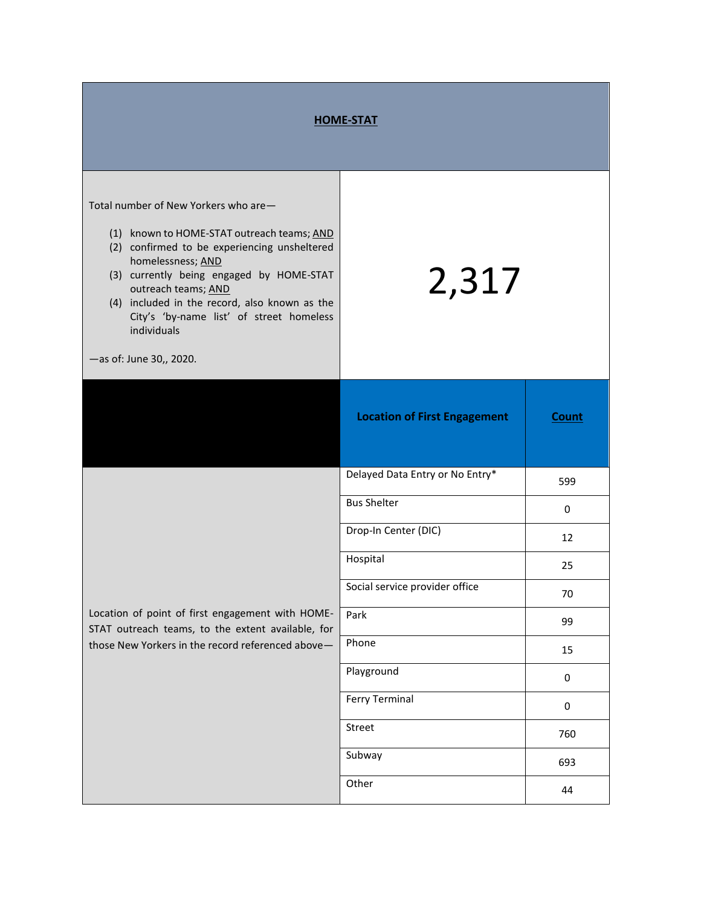# HOME-STAT

| Total number of New Yorkers who are— (1) known to HOME-STAT outreach teams; AND (2) confirmed to be experiencing unsheltered homelessness; AND (3) currently being engaged by HOME-STAT outreach teams; AND (4) included in the record, also known as the City's 'by-name list' of street homeless individuals —as of: June 30,, 2020. | 2,317 | |
|---|---|---|
| | **Location of First Engagement** | **Count** |
| Location of point of first engagement with HOME-STAT outreach teams, to the extent available, for those New Yorkers in the record referenced above— | Delayed Data Entry or No Entry* | 599 |
| | Bus Shelter | 0 |
| | Drop-In Center (DIC) | 12 |
| | Hospital | 25 |
| | Social service provider office | 70 |
| | Park | 99 |
| | Phone | 15 |
| | Playground | 0 |
| | Ferry Terminal | 0 |
| | Street | 760 |
| | Subway | 693 |
| | Other | 44 |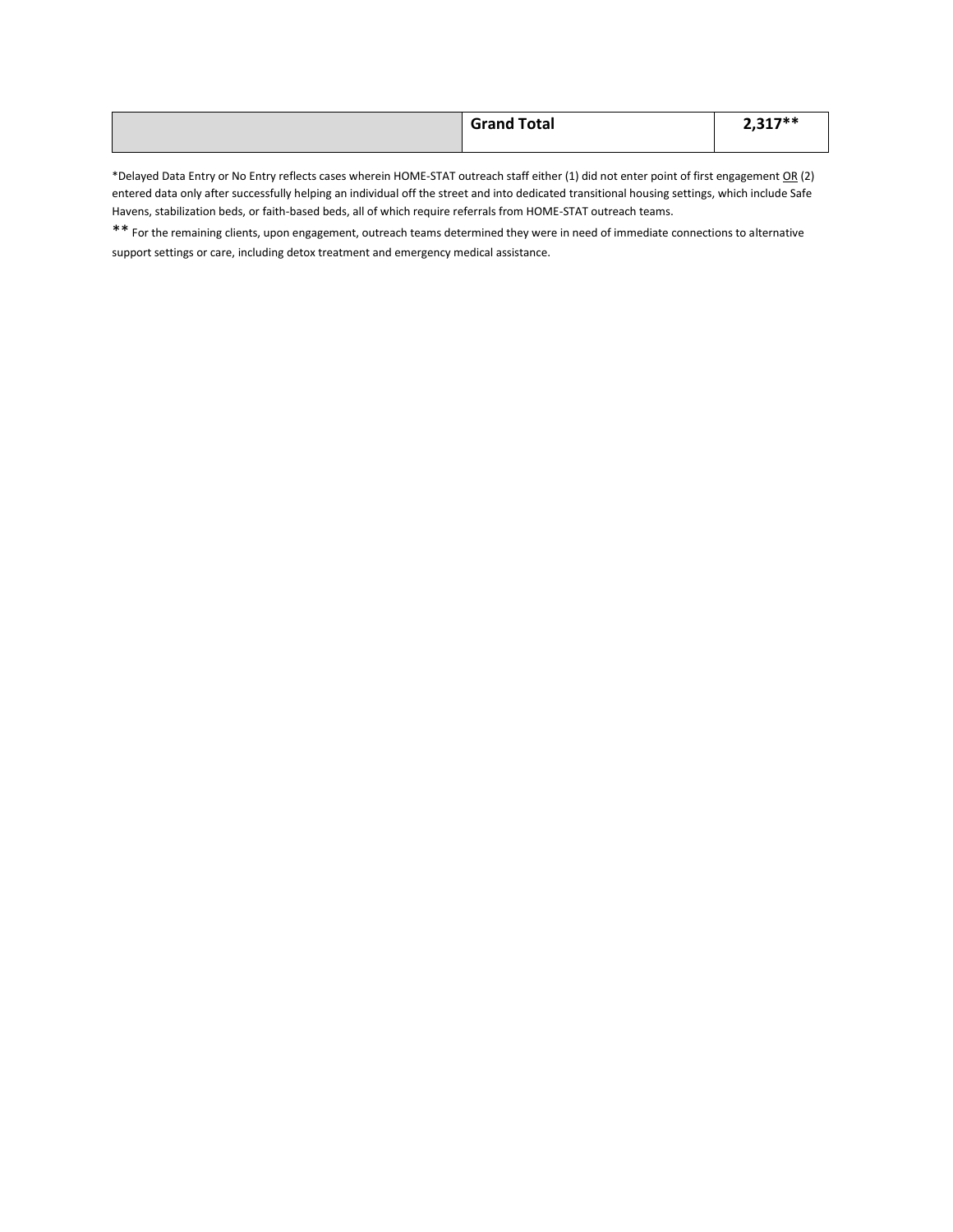| | | |
|---|---|---|
| | **Grand Total** | **2,317\*\*** |

*Delayed Data Entry or No Entry reflects cases wherein HOME-STAT outreach staff either (1) did not enter point of first engagement <u>OR</u> (2) entered data only after successfully helping an individual off the street and into dedicated transitional housing settings, which include Safe Havens, stabilization beds, or faith-based beds, all of which require referrals from HOME-STAT outreach teams.

** For the remaining clients, upon engagement, outreach teams determined they were in need of immediate connections to alternative support settings or care, including detox treatment and emergency medical assistance.